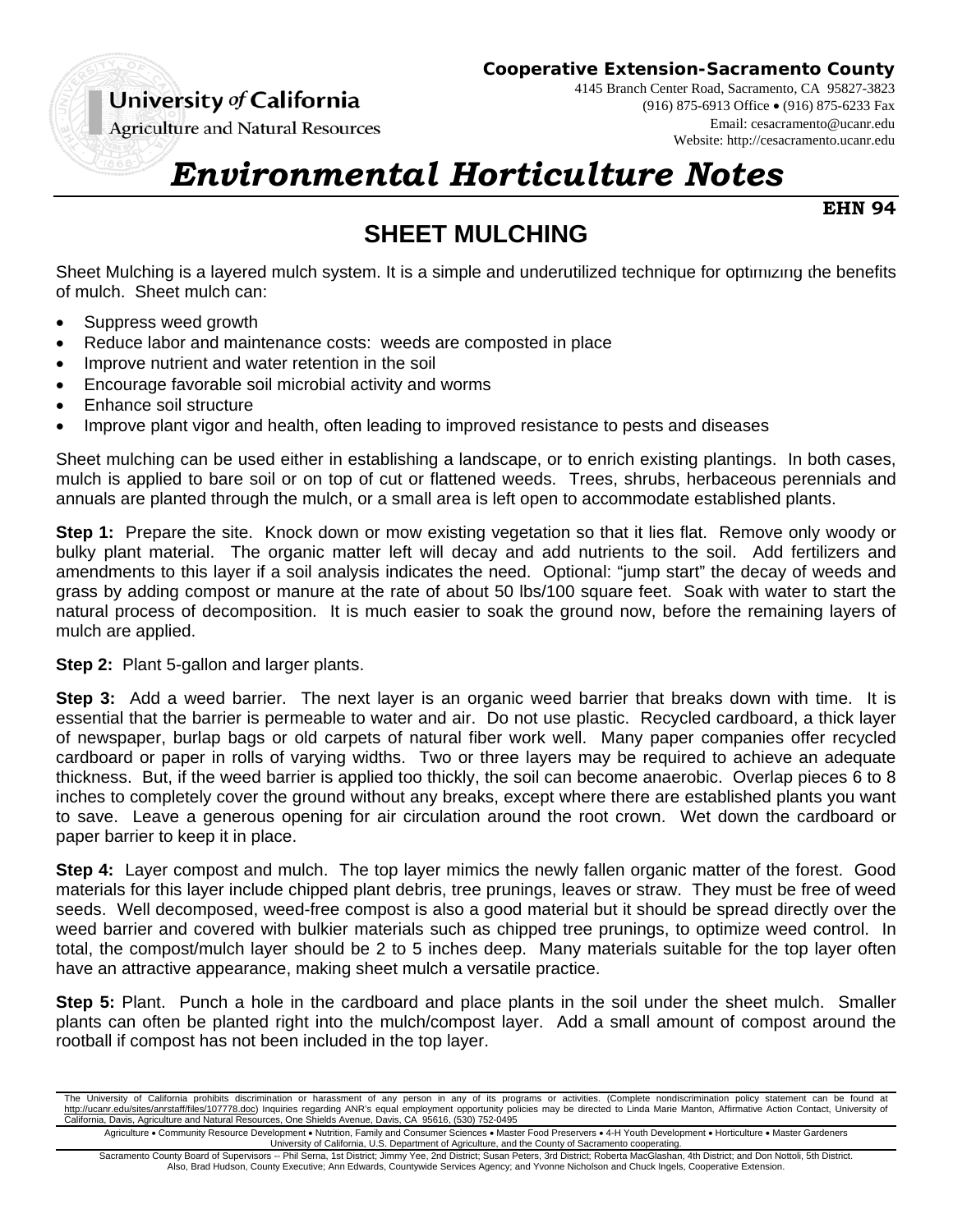**Cooperative Extension-Sacramento County**
4145 Branch Center Road, Sacramento, CA 95827-3823
(916) 875-6913 Office • (916) 875-6233 Fax
Email: cesacramento@ucanr.edu
Website: http://cesacramento.ucanr.edu

University of California
Agriculture and Natural Resources

# *Environmental Horticulture Notes*

**EHN 94**

## SHEET MULCHING

Sheet Mulching is a layered mulch system. It is a simple and underutilized technique for optimizing the benefits of mulch. Sheet mulch can:

- Suppress weed growth
- Reduce labor and maintenance costs: weeds are composted in place
- Improve nutrient and water retention in the soil
- Encourage favorable soil microbial activity and worms
- Enhance soil structure
- Improve plant vigor and health, often leading to improved resistance to pests and diseases

Sheet mulching can be used either in establishing a landscape, or to enrich existing plantings. In both cases, mulch is applied to bare soil or on top of cut or flattened weeds. Trees, shrubs, herbaceous perennials and annuals are planted through the mulch, or a small area is left open to accommodate established plants.

**Step 1:** Prepare the site. Knock down or mow existing vegetation so that it lies flat. Remove only woody or bulky plant material. The organic matter left will decay and add nutrients to the soil. Add fertilizers and amendments to this layer if a soil analysis indicates the need. Optional: "jump start" the decay of weeds and grass by adding compost or manure at the rate of about 50 lbs/100 square feet. Soak with water to start the natural process of decomposition. It is much easier to soak the ground now, before the remaining layers of mulch are applied.

**Step 2:** Plant 5-gallon and larger plants.

**Step 3:** Add a weed barrier. The next layer is an organic weed barrier that breaks down with time. It is essential that the barrier is permeable to water and air. Do not use plastic. Recycled cardboard, a thick layer of newspaper, burlap bags or old carpets of natural fiber work well. Many paper companies offer recycled cardboard or paper in rolls of varying widths. Two or three layers may be required to achieve an adequate thickness. But, if the weed barrier is applied too thickly, the soil can become anaerobic. Overlap pieces 6 to 8 inches to completely cover the ground without any breaks, except where there are established plants you want to save. Leave a generous opening for air circulation around the root crown. Wet down the cardboard or paper barrier to keep it in place.

**Step 4:** Layer compost and mulch. The top layer mimics the newly fallen organic matter of the forest. Good materials for this layer include chipped plant debris, tree prunings, leaves or straw. They must be free of weed seeds. Well decomposed, weed-free compost is also a good material but it should be spread directly over the weed barrier and covered with bulkier materials such as chipped tree prunings, to optimize weed control. In total, the compost/mulch layer should be 2 to 5 inches deep. Many materials suitable for the top layer often have an attractive appearance, making sheet mulch a versatile practice.

**Step 5:** Plant. Punch a hole in the cardboard and place plants in the soil under the sheet mulch. Smaller plants can often be planted right into the mulch/compost layer. Add a small amount of compost around the rootball if compost has not been included in the top layer.

---

The University of California prohibits discrimination or harassment of any person in any of its programs or activities. (Complete nondiscrimination policy statement can be found at http://ucanr.edu/sites/anrstaff/files/107778.doc) Inquiries regarding ANR's equal employment opportunity policies may be directed to Linda Marie Manton, Affirmative Action Contact, University of California, Davis, Agriculture and Natural Resources, One Shields Avenue, Davis, CA 95616, (530) 752-0495

Agriculture • Community Resource Development • Nutrition, Family and Consumer Sciences • Master Food Preservers • 4-H Youth Development • Horticulture • Master Gardeners
University of California, U.S. Department of Agriculture, and the County of Sacramento cooperating.

Sacramento County Board of Supervisors -- Phil Serna, 1st District; Jimmy Yee, 2nd District; Susan Peters, 3rd District; Roberta MacGlashan, 4th District; and Don Nottoli, 5th District.
Also, Brad Hudson, County Executive; Ann Edwards, Countywide Services Agency; and Yvonne Nicholson and Chuck Ingels, Cooperative Extension.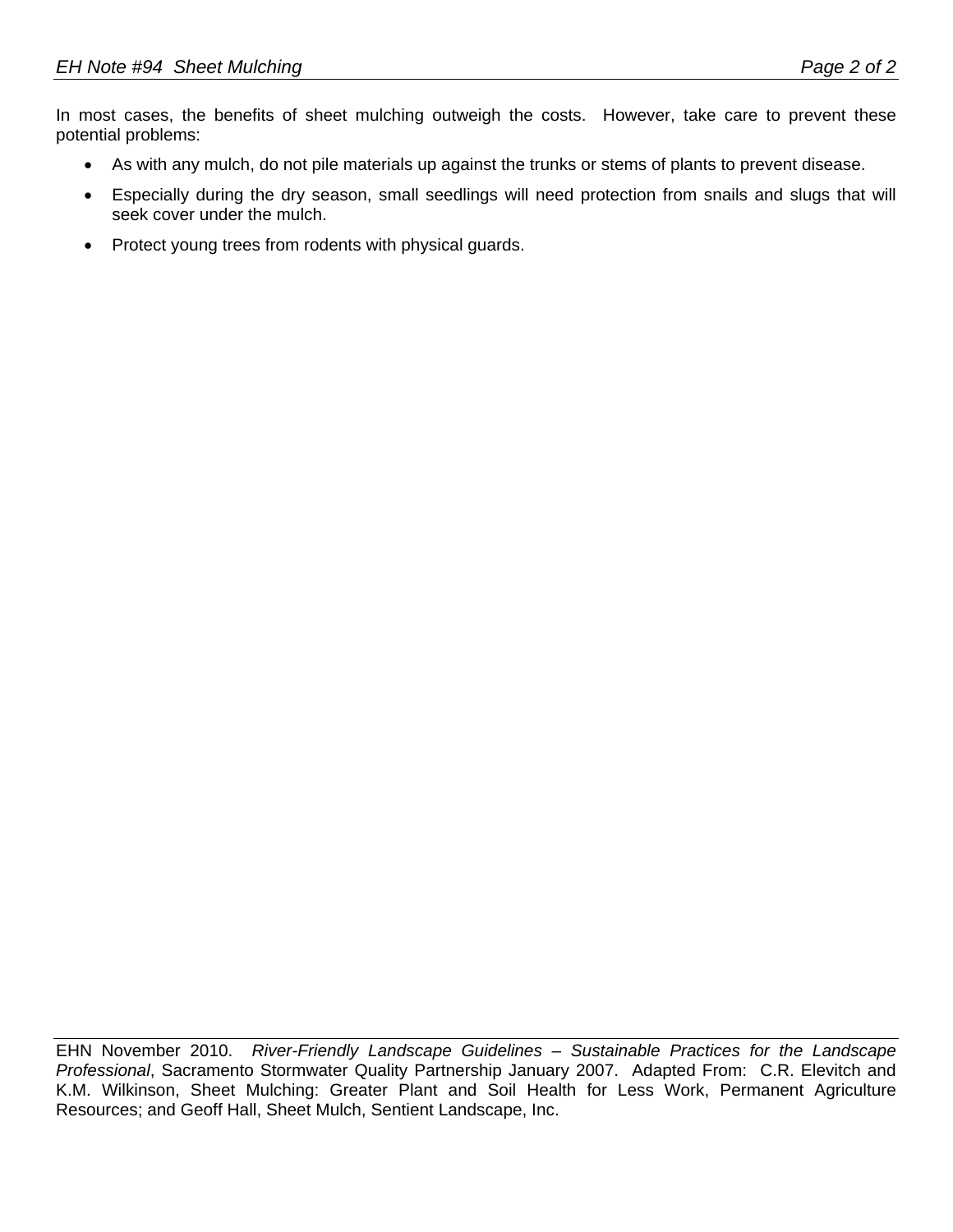In most cases, the benefits of sheet mulching outweigh the costs. However, take care to prevent these potential problems:

- As with any mulch, do not pile materials up against the trunks or stems of plants to prevent disease.
- Especially during the dry season, small seedlings will need protection from snails and slugs that will seek cover under the mulch.
- Protect young trees from rodents with physical guards.

EHN November 2010. *River-Friendly Landscape Guidelines – Sustainable Practices for the Landscape Professional*, Sacramento Stormwater Quality Partnership January 2007. Adapted From: C.R. Elevitch and K.M. Wilkinson, Sheet Mulching: Greater Plant and Soil Health for Less Work, Permanent Agriculture Resources; and Geoff Hall, Sheet Mulch, Sentient Landscape, Inc.